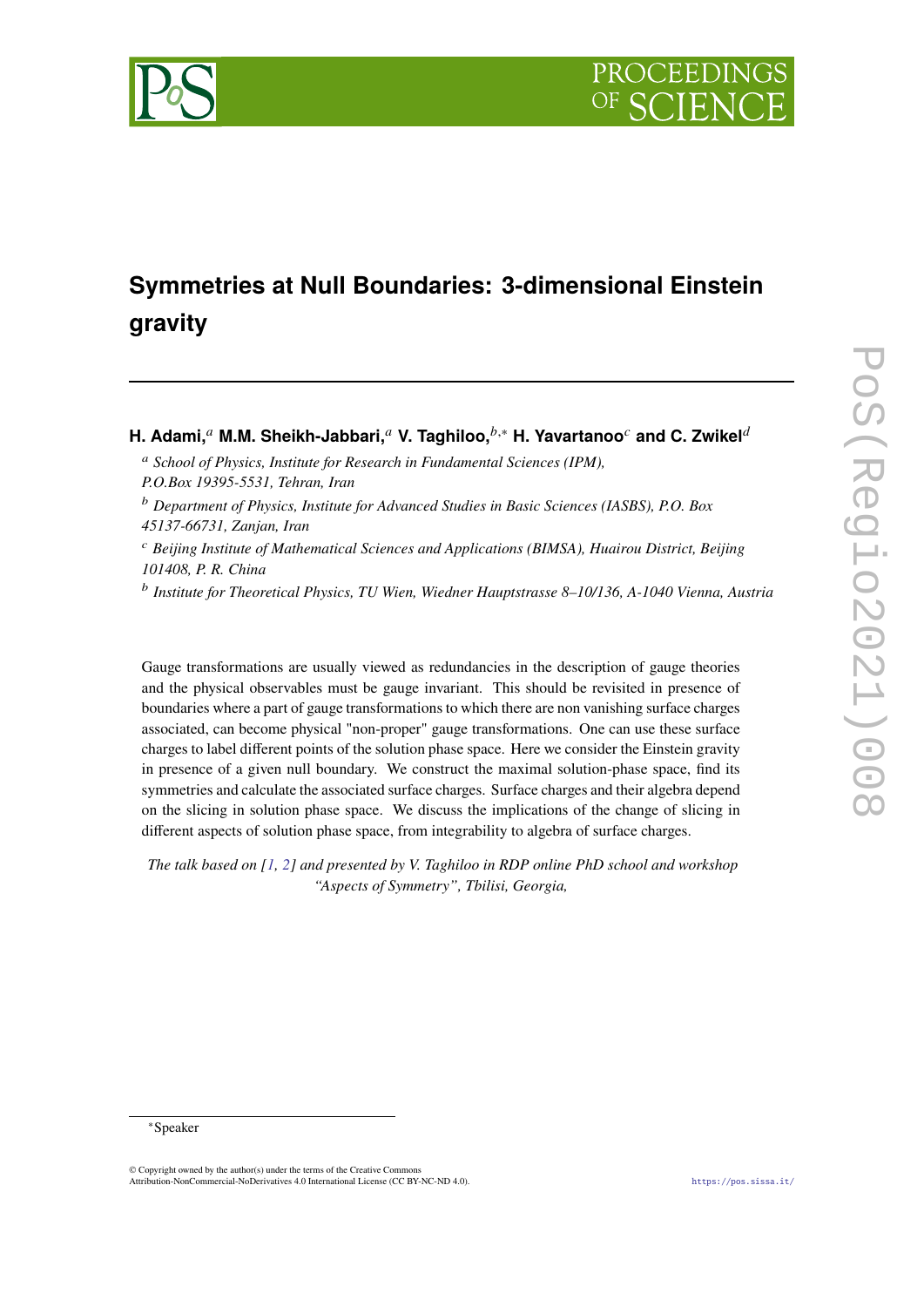# Symmetries at Null Boundaries: 3-dimensional Einstein gravity

**H. Adami,**[a] **M.M. Sheikh-Jabbari,**[a] **V. Taghiloo,**[b,*] **H. Yavartanoo**[c] **and C. Zwikel**[d]

[a] *School of Physics, Institute for Research in Fundamental Sciences (IPM), P.O.Box 19395-5531, Tehran, Iran*

[b] *Department of Physics, Institute for Advanced Studies in Basic Sciences (IASBS), P.O. Box 45137-66731, Zanjan, Iran*

[c] *Beijing Institute of Mathematical Sciences and Applications (BIMSA), Huairou District, Beijing 101408, P. R. China*

[b] *Institute for Theoretical Physics, TU Wien, Wiedner Hauptstrasse 8–10/136, A-1040 Vienna, Austria*

Gauge transformations are usually viewed as redundancies in the description of gauge theories and the physical observables must be gauge invariant. This should be revisited in presence of boundaries where a part of gauge transformations to which there are non vanishing surface charges associated, can become physical "non-proper" gauge transformations. One can use these surface charges to label different points of the solution phase space. Here we consider the Einstein gravity in presence of a given null boundary. We construct the maximal solution-phase space, find its symmetries and calculate the associated surface charges. Surface charges and their algebra depend on the slicing in solution phase space. We discuss the implications of the change of slicing in different aspects of solution phase space, from integrability to algebra of surface charges.

*The talk based on [1, 2] and presented by V. Taghiloo in RDP online PhD school and workshop "Aspects of Symmetry", Tbilisi, Georgia,*

*Speaker

© Copyright owned by the author(s) under the terms of the Creative Commons Attribution-NonCommercial-NoDerivatives 4.0 International License (CC BY-NC-ND 4.0).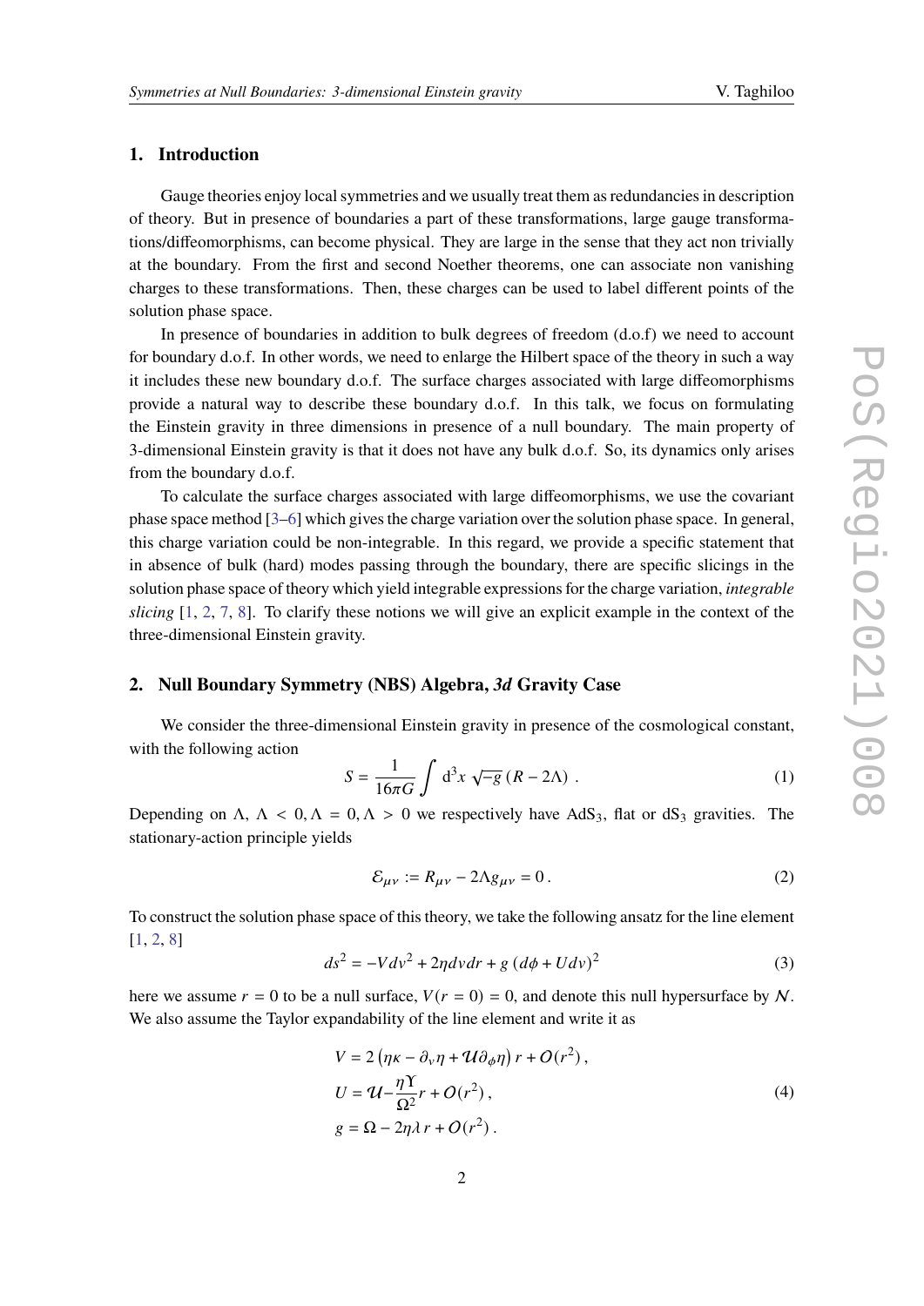## 1. Introduction

Gauge theories enjoy local symmetries and we usually treat them as redundancies in description of theory. But in presence of boundaries a part of these transformations, large gauge transformations/diffeomorphisms, can become physical. They are large in the sense that they act non trivially at the boundary. From the first and second Noether theorems, one can associate non vanishing charges to these transformations. Then, these charges can be used to label different points of the solution phase space.

In presence of boundaries in addition to bulk degrees of freedom (d.o.f) we need to account for boundary d.o.f. In other words, we need to enlarge the Hilbert space of the theory in such a way it includes these new boundary d.o.f. The surface charges associated with large diffeomorphisms provide a natural way to describe these boundary d.o.f. In this talk, we focus on formulating the Einstein gravity in three dimensions in presence of a null boundary. The main property of 3-dimensional Einstein gravity is that it does not have any bulk d.o.f. So, its dynamics only arises from the boundary d.o.f.

To calculate the surface charges associated with large diffeomorphisms, we use the covariant phase space method [3–6] which gives the charge variation over the solution phase space. In general, this charge variation could be non-integrable. In this regard, we provide a specific statement that in absence of bulk (hard) modes passing through the boundary, there are specific slicings in the solution phase space of theory which yield integrable expressions for the charge variation, *integrable slicing* [1, 2, 7, 8]. To clarify these notions we will give an explicit example in the context of the three-dimensional Einstein gravity.

## 2. Null Boundary Symmetry (NBS) Algebra, *3d* Gravity Case

We consider the three-dimensional Einstein gravity in presence of the cosmological constant, with the following action

$$S = \frac{1}{16\pi G}\int \mathrm{d}^3x \, \sqrt{-g}\,(R - 2\Lambda)\ . \tag{1}$$

Depending on $\Lambda$, $\Lambda < 0, \Lambda = 0, \Lambda > 0$ we respectively have $\mathrm{AdS}_3$, flat or $\mathrm{dS}_3$ gravities. The stationary-action principle yields

$$\mathcal{E}_{\mu\nu} := R_{\mu\nu} - 2\Lambda g_{\mu\nu} = 0\,. \tag{2}$$

To construct the solution phase space of this theory, we take the following ansatz for the line element [1, 2, 8]

$$ds^2 = -V dv^2 + 2\eta dv dr + g\,(d\phi + U dv)^2 \tag{3}$$

here we assume $r = 0$ to be a null surface, $V(r = 0) = 0$, and denote this null hypersurface by $\mathcal{N}$. We also assume the Taylor expandability of the line element and write it as

$$\begin{aligned}
V &= 2\left(\eta\kappa - \partial_v\eta + \mathcal{U}\partial_\phi\eta\right) r + \mathcal{O}(r^2)\,,\\
U &= \mathcal{U} - \frac{\eta\Upsilon}{\Omega^2} r + \mathcal{O}(r^2)\,,\\
g &= \Omega - 2\eta\lambda\, r + \mathcal{O}(r^2)\,.
\end{aligned} \tag{4}$$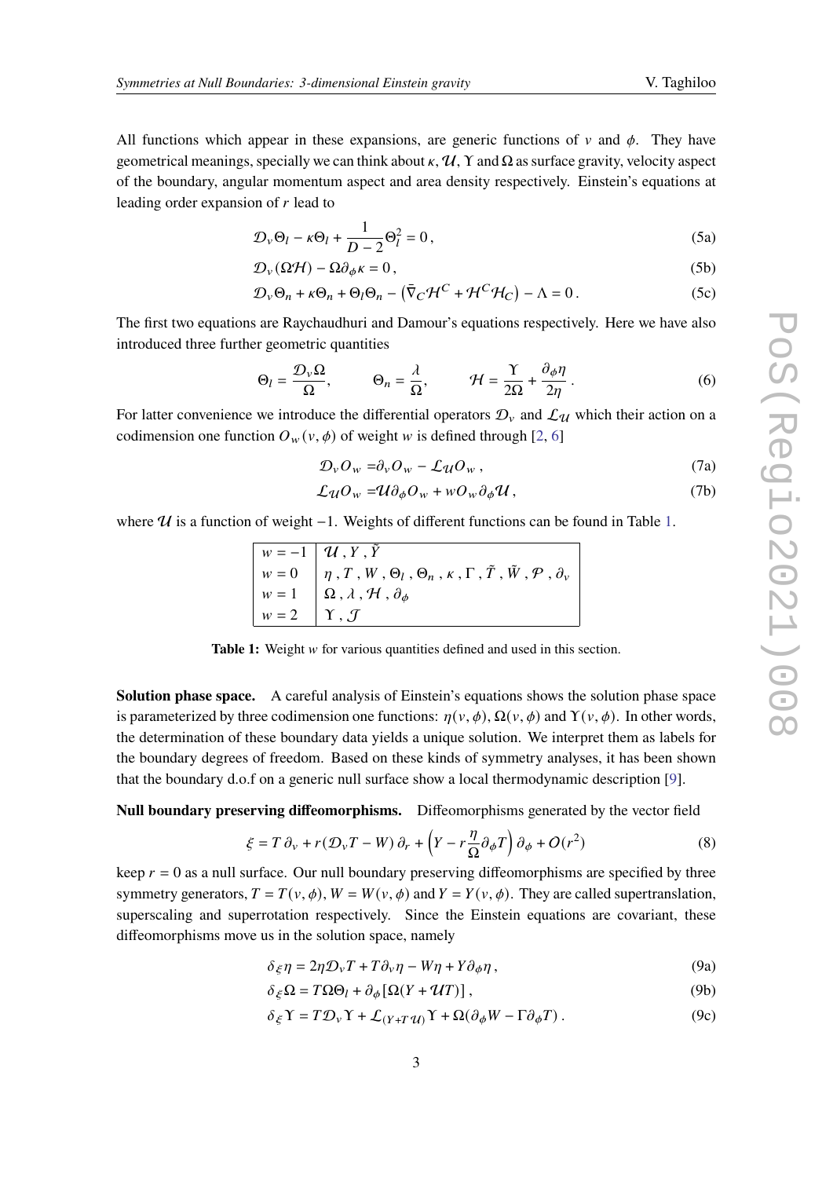All functions which appear in these expansions, are generic functions of $v$ and $\phi$. They have geometrical meanings, specially we can think about $\kappa$, $\mathcal{U}$, $\Upsilon$ and $\Omega$ as surface gravity, velocity aspect of the boundary, angular momentum aspect and area density respectively. Einstein's equations at leading order expansion of $r$ lead to

$$\mathcal{D}_v\Theta_l - \kappa\Theta_l + \frac{1}{D-2}\Theta_l^2 = 0\,, \tag{5a}$$

$$\mathcal{D}_v(\Omega\mathcal{H}) - \Omega\partial_\phi\kappa = 0\,, \tag{5b}$$

$$\mathcal{D}_v\Theta_n + \kappa\Theta_n + \Theta_l\Theta_n - \left(\bar{\nabla}_C\mathcal{H}^C + \mathcal{H}^C\mathcal{H}_C\right) - \Lambda = 0\,. \tag{5c}$$

The first two equations are Raychaudhuri and Damour's equations respectively. Here we have also introduced three further geometric quantities

$$\Theta_l = \frac{\mathcal{D}_v\Omega}{\Omega}, \qquad \Theta_n = \frac{\lambda}{\Omega}, \qquad \mathcal{H} = \frac{\Upsilon}{2\Omega} + \frac{\partial_\phi\eta}{2\eta}\,. \tag{6}$$

For latter convenience we introduce the differential operators $\mathcal{D}_v$ and $\mathcal{L}_\mathcal{U}$ which their action on a codimension one function $O_w(v,\phi)$ of weight $w$ is defined through [2, 6]

$$\mathcal{D}_v O_w = \partial_v O_w - \mathcal{L}_\mathcal{U} O_w\,, \tag{7a}$$

$$\mathcal{L}_\mathcal{U} O_w = \mathcal{U}\partial_\phi O_w + w O_w \partial_\phi \mathcal{U}\,, \tag{7b}$$

where $\mathcal{U}$ is a function of weight $-1$. Weights of different functions can be found in Table 1.

| | |
|---|---|
| $w=-1$ | $\mathcal{U}\,,Y\,,\tilde{Y}$ |
| $w=0$ | $\eta\,,T\,,W\,,\Theta_l\,,\Theta_n\,,\kappa\,,\Gamma\,,\tilde{T}\,,\tilde{W}\,,\mathcal{P}\,,\partial_v$ |
| $w=1$ | $\Omega\,,\lambda\,,\mathcal{H}\,,\partial_\phi$ |
| $w=2$ | $\Upsilon\,,\mathcal{J}$ |

**Table 1:** Weight $w$ for various quantities defined and used in this section.

**Solution phase space.** A careful analysis of Einstein's equations shows the solution phase space is parameterized by three codimension one functions: $\eta(v,\phi)$, $\Omega(v,\phi)$ and $\Upsilon(v,\phi)$. In other words, the determination of these boundary data yields a unique solution. We interpret them as labels for the boundary degrees of freedom. Based on these kinds of symmetry analyses, it has been shown that the boundary d.o.f on a generic null surface show a local thermodynamic description [9].

**Null boundary preserving diffeomorphisms.** Diffeomorphisms generated by the vector field

$$\xi = T\,\partial_v + r(\mathcal{D}_v T - W)\,\partial_r + \left(Y - r\frac{\eta}{\Omega}\partial_\phi T\right)\partial_\phi + \mathcal{O}(r^2) \tag{8}$$

keep $r=0$ as a null surface. Our null boundary preserving diffeomorphisms are specified by three symmetry generators, $T=T(v,\phi)$, $W=W(v,\phi)$ and $Y=Y(v,\phi)$. They are called supertranslation, superscaling and superrotation respectively. Since the Einstein equations are covariant, these diffeomorphisms move us in the solution space, namely

$$\delta_\xi\eta = 2\eta\mathcal{D}_v T + T\partial_v\eta - W\eta + Y\partial_\phi\eta\,, \tag{9a}$$

$$\delta_\xi\Omega = T\Omega\Theta_l + \partial_\phi[\Omega(Y+\mathcal{U}T)]\,, \tag{9b}$$

$$\delta_\xi\Upsilon = T\mathcal{D}_v\Upsilon + \mathcal{L}_{(Y+T\mathcal{U})}\Upsilon + \Omega(\partial_\phi W - \Gamma\partial_\phi T)\,. \tag{9c}$$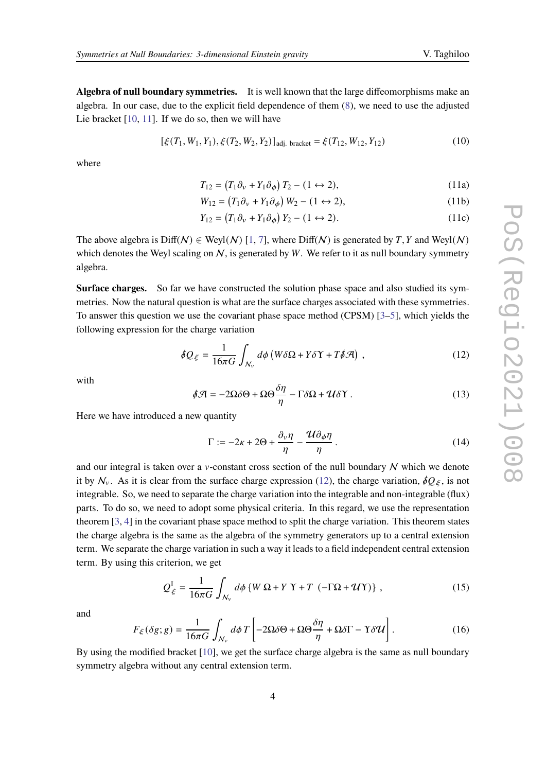**Algebra of null boundary symmetries.** It is well known that the large diffeomorphisms make an algebra. In our case, due to the explicit field dependence of them (8), we need to use the adjusted Lie bracket [10, 11]. If we do so, then we will have

$$[\xi(T_1, W_1, Y_1), \xi(T_2, W_2, Y_2)]_{\text{adj. bracket}} = \xi(T_{12}, W_{12}, Y_{12}) \tag{10}$$

where

$$T_{12} = \left(T_1\partial_v + Y_1\partial_\phi\right) T_2 - (1 \leftrightarrow 2), \tag{11a}$$

$$W_{12} = \left(T_1\partial_v + Y_1\partial_\phi\right) W_2 - (1 \leftrightarrow 2), \tag{11b}$$

$$Y_{12} = \left(T_1\partial_v + Y_1\partial_\phi\right) Y_2 - (1 \leftrightarrow 2). \tag{11c}$$

The above algebra is $\text{Diff}(\mathcal{N}) \ni \text{Weyl}(\mathcal{N})$ [1, 7], where $\text{Diff}(\mathcal{N})$ is generated by $T, Y$ and $\text{Weyl}(\mathcal{N})$ which denotes the Weyl scaling on $\mathcal{N}$, is generated by $W$. We refer to it as null boundary symmetry algebra.

**Surface charges.** So far we have constructed the solution phase space and also studied its symmetries. Now the natural question is what are the surface charges associated with these symmetries. To answer this question we use the covariant phase space method (CPSM) [3–5], which yields the following expression for the charge variation

$$\not{\delta} Q_\xi = \frac{1}{16\pi G}\int_{\mathcal{N}_v} d\phi \left(W\delta\Omega + Y\delta\Upsilon + T\not{\delta}\mathcal{A}\right) , \tag{12}$$

with

$$\not{\delta}\mathcal{A} = -2\Omega\delta\Theta + \Omega\Theta\frac{\delta\eta}{\eta} - \Gamma\delta\Omega + \mathcal{U}\delta\Upsilon\, . \tag{13}$$

Here we have introduced a new quantity

$$\Gamma := -2\kappa + 2\Theta + \frac{\partial_v\eta}{\eta} - \frac{\mathcal{U}\partial_\phi\eta}{\eta}\, . \tag{14}$$

and our integral is taken over a $v$-constant cross section of the null boundary $\mathcal{N}$ which we denote it by $\mathcal{N}_v$. As it is clear from the surface charge expression (12), the charge variation, $\not{\delta} Q_\xi$, is not integrable. So, we need to separate the charge variation into the integrable and non-integrable (flux) parts. To do so, we need to adopt some physical criteria. In this regard, we use the representation theorem [3, 4] in the covariant phase space method to split the charge variation. This theorem states the charge algebra is the same as the algebra of the symmetry generators up to a central extension term. We separate the charge variation in such a way it leads to a field independent central extension term. By using this criterion, we get

$$Q^{\text{I}}_\xi = \frac{1}{16\pi G}\int_{\mathcal{N}_v} d\phi \left\{W\,\Omega + Y\,\Upsilon + T\,\left(-\Gamma\Omega + \mathcal{U}\Upsilon\right)\right\} , \tag{15}$$

and

$$F_\xi(\delta g; g) = \frac{1}{16\pi G}\int_{\mathcal{N}_v} d\phi\, T\left[-2\Omega\delta\Theta + \Omega\Theta\frac{\delta\eta}{\eta} + \Omega\delta\Gamma - \Upsilon\delta\mathcal{U}\right]. \tag{16}$$

By using the modified bracket [10], we get the surface charge algebra is the same as null boundary symmetry algebra without any central extension term.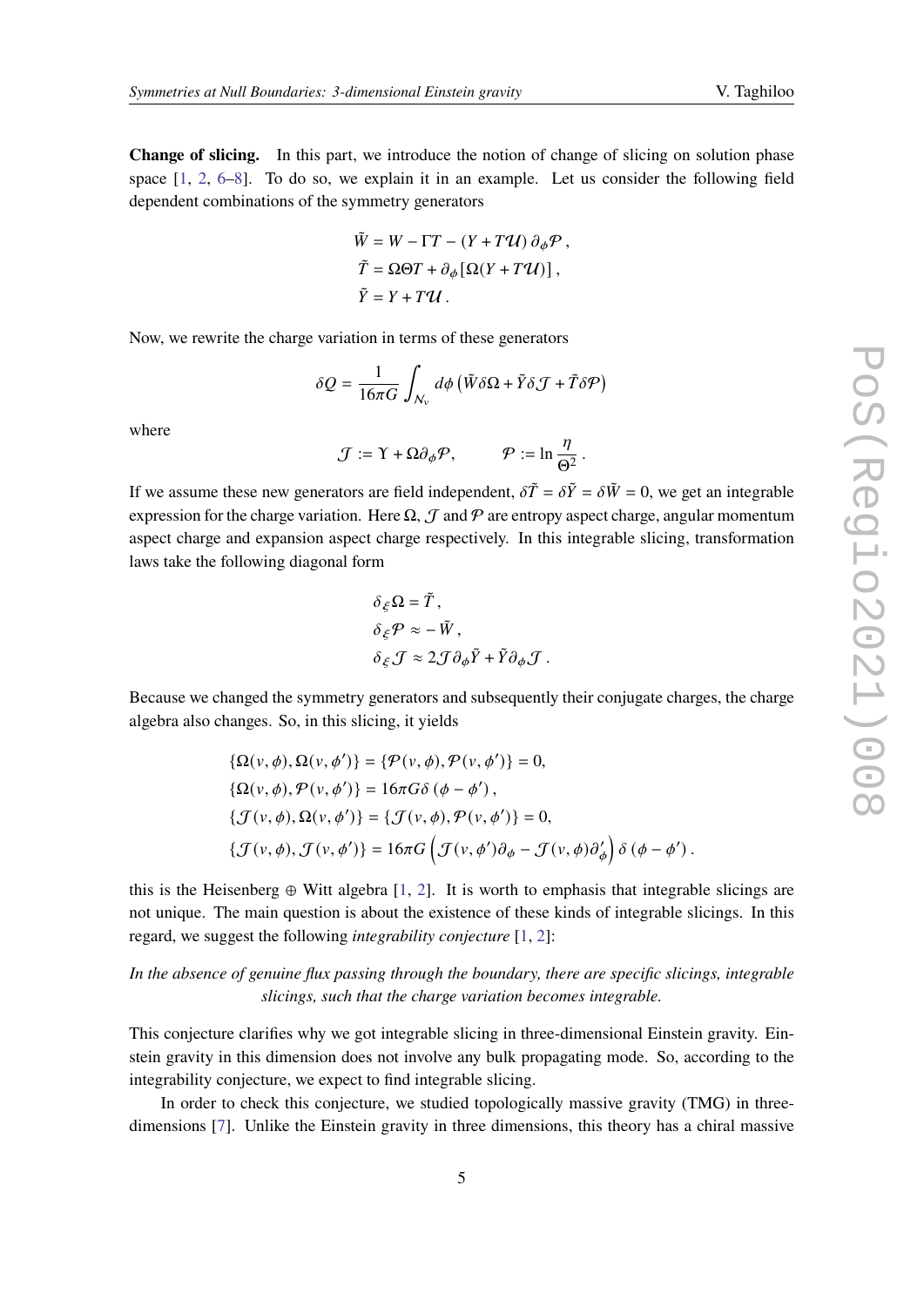**Change of slicing.** In this part, we introduce the notion of change of slicing on solution phase space [1, 2, 6–8]. To do so, we explain it in an example. Let us consider the following field dependent combinations of the symmetry generators

$$
\begin{aligned}
\tilde{W} &= W - \Gamma T - (Y + T\mathcal{U})\,\partial_\phi \mathcal{P}\,, \\
\tilde{T} &= \Omega\Theta T + \partial_\phi [\Omega(Y + T\mathcal{U})]\,, \\
\tilde{Y} &= Y + T\mathcal{U}\,.
\end{aligned}
$$

Now, we rewrite the charge variation in terms of these generators

$$
\delta Q = \frac{1}{16\pi G}\int_{\mathcal{N}_v} d\phi\,\left(\tilde{W}\delta\Omega + \tilde{Y}\delta\mathcal{J} + \tilde{T}\delta\mathcal{P}\right)
$$

where

$$
\mathcal{J} := \Upsilon + \Omega\partial_\phi\mathcal{P}, \qquad \mathcal{P} := \ln\frac{\eta}{\Theta^2}\,.
$$

If we assume these new generators are field independent, $\delta\tilde{T} = \delta\tilde{Y} = \delta\tilde{W} = 0$, we get an integrable expression for the charge variation. Here $\Omega$, $\mathcal{J}$ and $\mathcal{P}$ are entropy aspect charge, angular momentum aspect charge and expansion aspect charge respectively. In this integrable slicing, transformation laws take the following diagonal form

$$
\begin{aligned}
\delta_\xi\Omega &= \tilde{T}\,, \\
\delta_\xi\mathcal{P} &\approx -\tilde{W}\,, \\
\delta_\xi\mathcal{J} &\approx 2\mathcal{J}\partial_\phi\tilde{Y} + \tilde{Y}\partial_\phi\mathcal{J}\,.
\end{aligned}
$$

Because we changed the symmetry generators and subsequently their conjugate charges, the charge algebra also changes. So, in this slicing, it yields

$$
\begin{aligned}
&\{\Omega(v,\phi),\Omega(v,\phi')\} = \{\mathcal{P}(v,\phi),\mathcal{P}(v,\phi')\} = 0, \\
&\{\Omega(v,\phi),\mathcal{P}(v,\phi')\} = 16\pi G\delta\left(\phi-\phi'\right), \\
&\{\mathcal{J}(v,\phi),\Omega(v,\phi')\} = \{\mathcal{J}(v,\phi),\mathcal{P}(v,\phi')\} = 0, \\
&\{\mathcal{J}(v,\phi),\mathcal{J}(v,\phi')\} = 16\pi G\left(\mathcal{J}(v,\phi')\partial_\phi - \mathcal{J}(v,\phi)\partial'_\phi\right)\delta\left(\phi-\phi'\right).
\end{aligned}
$$

this is the Heisenberg $\oplus$ Witt algebra [1, 2]. It is worth to emphasis that integrable slicings are not unique. The main question is about the existence of these kinds of integrable slicings. In this regard, we suggest the following *integrability conjecture* [1, 2]:

*In the absence of genuine flux passing through the boundary, there are specific slicings, integrable slicings, such that the charge variation becomes integrable.*

This conjecture clarifies why we got integrable slicing in three-dimensional Einstein gravity. Einstein gravity in this dimension does not involve any bulk propagating mode. So, according to the integrability conjecture, we expect to find integrable slicing.

In order to check this conjecture, we studied topologically massive gravity (TMG) in three-dimensions [7]. Unlike the Einstein gravity in three dimensions, this theory has a chiral massive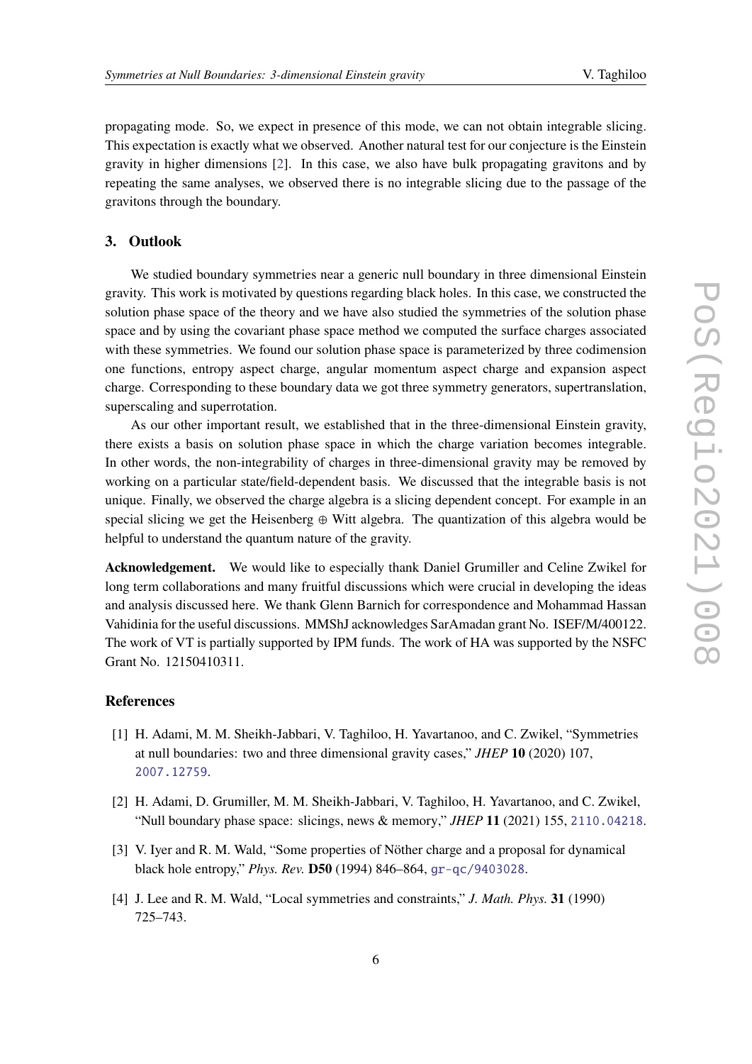propagating mode. So, we expect in presence of this mode, we can not obtain integrable slicing. This expectation is exactly what we observed. Another natural test for our conjecture is the Einstein gravity in higher dimensions [2]. In this case, we also have bulk propagating gravitons and by repeating the same analyses, we observed there is no integrable slicing due to the passage of the gravitons through the boundary.

## 3. Outlook

We studied boundary symmetries near a generic null boundary in three dimensional Einstein gravity. This work is motivated by questions regarding black holes. In this case, we constructed the solution phase space of the theory and we have also studied the symmetries of the solution phase space and by using the covariant phase space method we computed the surface charges associated with these symmetries. We found our solution phase space is parameterized by three codimension one functions, entropy aspect charge, angular momentum aspect charge and expansion aspect charge. Corresponding to these boundary data we got three symmetry generators, supertranslation, superscaling and superrotation.

As our other important result, we established that in the three-dimensional Einstein gravity, there exists a basis on solution phase space in which the charge variation becomes integrable. In other words, the non-integrability of charges in three-dimensional gravity may be removed by working on a particular state/field-dependent basis. We discussed that the integrable basis is not unique. Finally, we observed the charge algebra is a slicing dependent concept. For example in an special slicing we get the Heisenberg $\oplus$ Witt algebra. The quantization of this algebra would be helpful to understand the quantum nature of the gravity.

**Acknowledgement.** We would like to especially thank Daniel Grumiller and Celine Zwikel for long term collaborations and many fruitful discussions which were crucial in developing the ideas and analysis discussed here. We thank Glenn Barnich for correspondence and Mohammad Hassan Vahidinia for the useful discussions. MMShJ acknowledges SarAmadan grant No. ISEF/M/400122. The work of VT is partially supported by IPM funds. The work of HA was supported by the NSFC Grant No. 12150410311.

## References

[1] H. Adami, M. M. Sheikh-Jabbari, V. Taghiloo, H. Yavartanoo, and C. Zwikel, "Symmetries at null boundaries: two and three dimensional gravity cases," *JHEP* **10** (2020) 107, 2007.12759.

[2] H. Adami, D. Grumiller, M. M. Sheikh-Jabbari, V. Taghiloo, H. Yavartanoo, and C. Zwikel, "Null boundary phase space: slicings, news & memory," *JHEP* **11** (2021) 155, 2110.04218.

[3] V. Iyer and R. M. Wald, "Some properties of Nöther charge and a proposal for dynamical black hole entropy," *Phys. Rev.* **D50** (1994) 846–864, gr-qc/9403028.

[4] J. Lee and R. M. Wald, "Local symmetries and constraints," *J. Math. Phys.* **31** (1990) 725–743.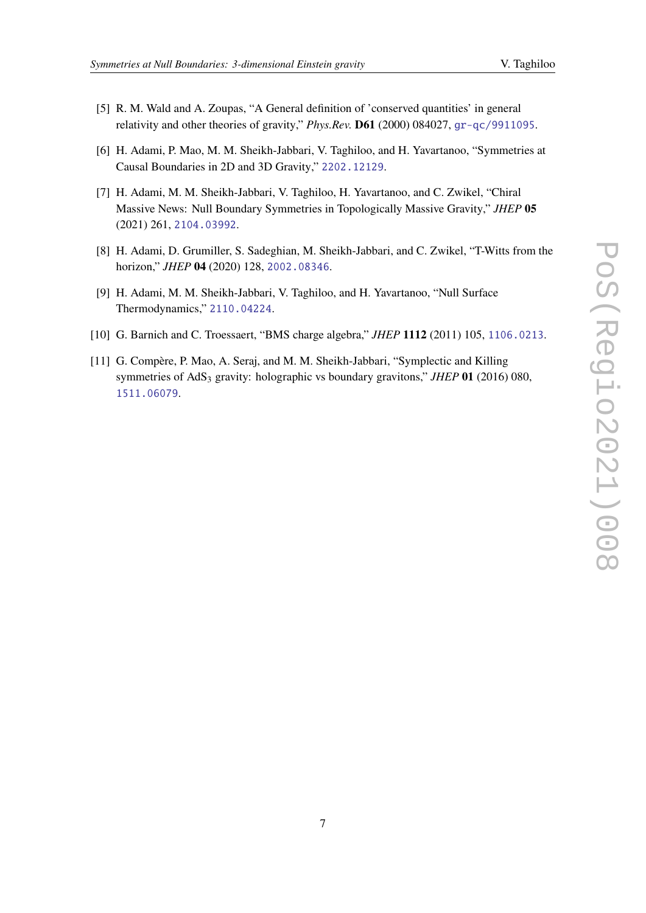[5] R. M. Wald and A. Zoupas, “A General definition of 'conserved quantities' in general relativity and other theories of gravity,” *Phys.Rev.* **D61** (2000) 084027, gr-qc/9911095.

[6] H. Adami, P. Mao, M. M. Sheikh-Jabbari, V. Taghiloo, and H. Yavartanoo, “Symmetries at Causal Boundaries in 2D and 3D Gravity,” 2202.12129.

[7] H. Adami, M. M. Sheikh-Jabbari, V. Taghiloo, H. Yavartanoo, and C. Zwikel, “Chiral Massive News: Null Boundary Symmetries in Topologically Massive Gravity,” *JHEP* **05** (2021) 261, 2104.03992.

[8] H. Adami, D. Grumiller, S. Sadeghian, M. Sheikh-Jabbari, and C. Zwikel, “T-Witts from the horizon,” *JHEP* **04** (2020) 128, 2002.08346.

[9] H. Adami, M. M. Sheikh-Jabbari, V. Taghiloo, and H. Yavartanoo, “Null Surface Thermodynamics,” 2110.04224.

[10] G. Barnich and C. Troessaert, “BMS charge algebra,” *JHEP* **1112** (2011) 105, 1106.0213.

[11] G. Compère, P. Mao, A. Seraj, and M. M. Sheikh-Jabbari, “Symplectic and Killing symmetries of AdS$_3$ gravity: holographic vs boundary gravitons,” *JHEP* **01** (2016) 080, 1511.06079.